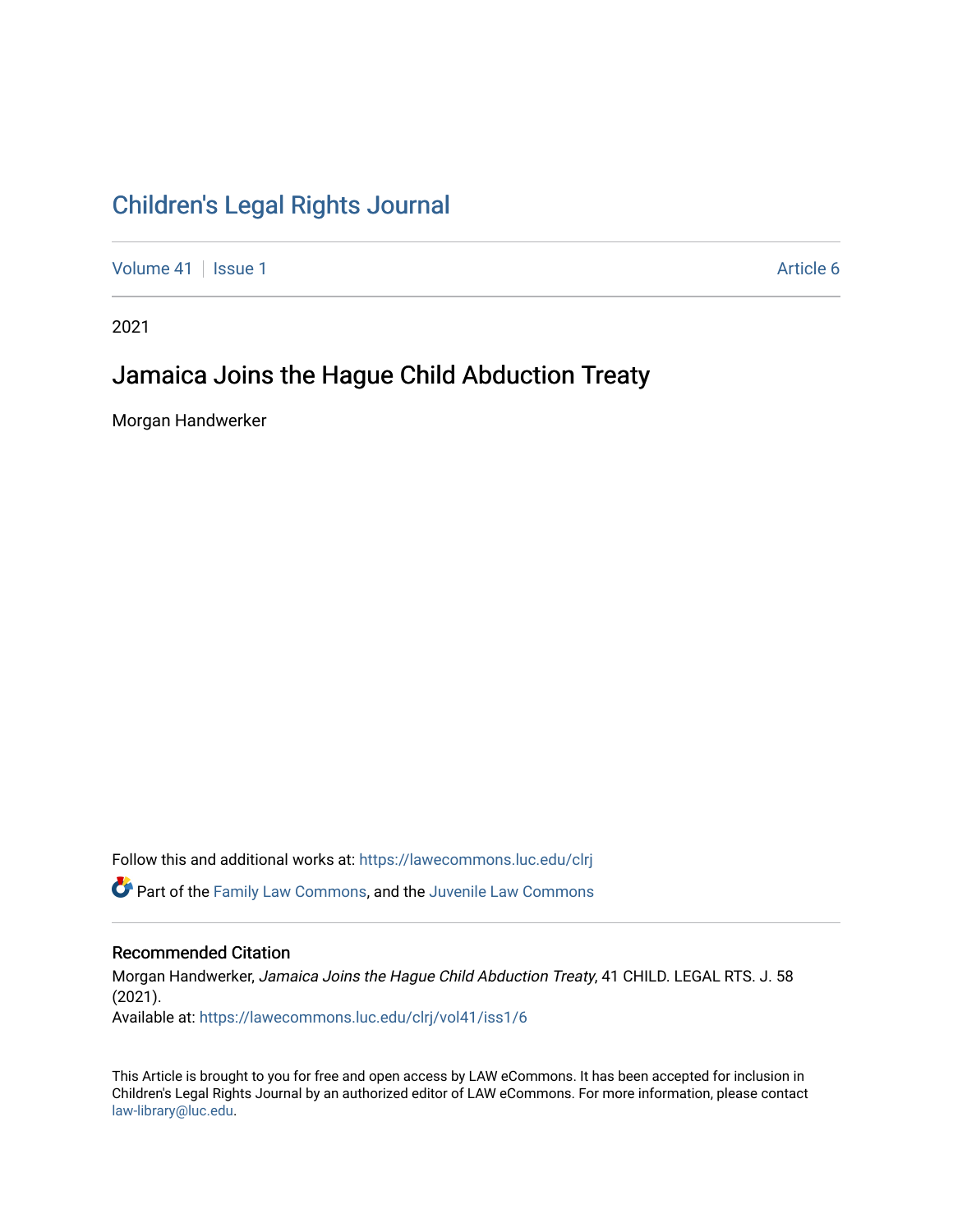# Children's Legal Rights Journal

Volume 41 | Issue 1 | Article 6

2021

## Jamaica Joins the Hague Child Abduction Treaty

Morgan Handwerker

Follow this and additional works at: https://lawecommons.luc.edu/clrj

Part of the Family Law Commons, and the Juvenile Law Commons

### Recommended Citation

Morgan Handwerker, *Jamaica Joins the Hague Child Abduction Treaty*, 41 CHILD. LEGAL RTS. J. 58 (2021).
Available at: https://lawecommons.luc.edu/clrj/vol41/iss1/6

This Article is brought to you for free and open access by LAW eCommons. It has been accepted for inclusion in Children's Legal Rights Journal by an authorized editor of LAW eCommons. For more information, please contact law-library@luc.edu.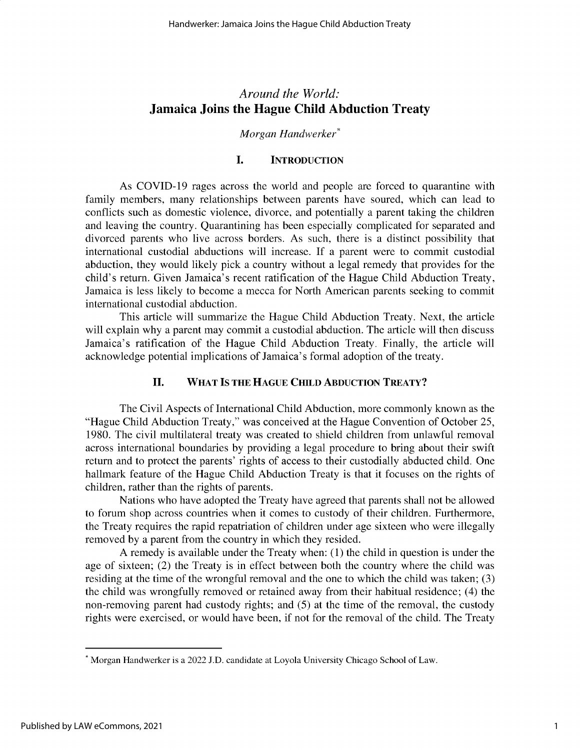*Around the World:*
# Jamaica Joins the Hague Child Abduction Treaty

*Morgan Handwerker*[*]

## I. Introduction

As COVID-19 rages across the world and people are forced to quarantine with family members, many relationships between parents have soured, which can lead to conflicts such as domestic violence, divorce, and potentially a parent taking the children and leaving the country. Quarantining has been especially complicated for separated and divorced parents who live across borders. As such, there is a distinct possibility that international custodial abductions will increase. If a parent were to commit custodial abduction, they would likely pick a country without a legal remedy that provides for the child's return. Given Jamaica's recent ratification of the Hague Child Abduction Treaty, Jamaica is less likely to become a mecca for North American parents seeking to commit international custodial abduction.

This article will summarize the Hague Child Abduction Treaty. Next, the article will explain why a parent may commit a custodial abduction. The article will then discuss Jamaica's ratification of the Hague Child Abduction Treaty. Finally, the article will acknowledge potential implications of Jamaica's formal adoption of the treaty.

## II. What Is the Hague Child Abduction Treaty?

The Civil Aspects of International Child Abduction, more commonly known as the "Hague Child Abduction Treaty," was conceived at the Hague Convention of October 25, 1980. The civil multilateral treaty was created to shield children from unlawful removal across international boundaries by providing a legal procedure to bring about their swift return and to protect the parents' rights of access to their custodially abducted child. One hallmark feature of the Hague Child Abduction Treaty is that it focuses on the rights of children, rather than the rights of parents.

Nations who have adopted the Treaty have agreed that parents shall not be allowed to forum shop across countries when it comes to custody of their children. Furthermore, the Treaty requires the rapid repatriation of children under age sixteen who were illegally removed by a parent from the country in which they resided.

A remedy is available under the Treaty when: (1) the child in question is under the age of sixteen; (2) the Treaty is in effect between both the country where the child was residing at the time of the wrongful removal and the one to which the child was taken; (3) the child was wrongfully removed or retained away from their habitual residence; (4) the non-removing parent had custody rights; and (5) at the time of the removal, the custody rights were exercised, or would have been, if not for the removal of the child. The Treaty

[*] Morgan Handwerker is a 2022 J.D. candidate at Loyola University Chicago School of Law.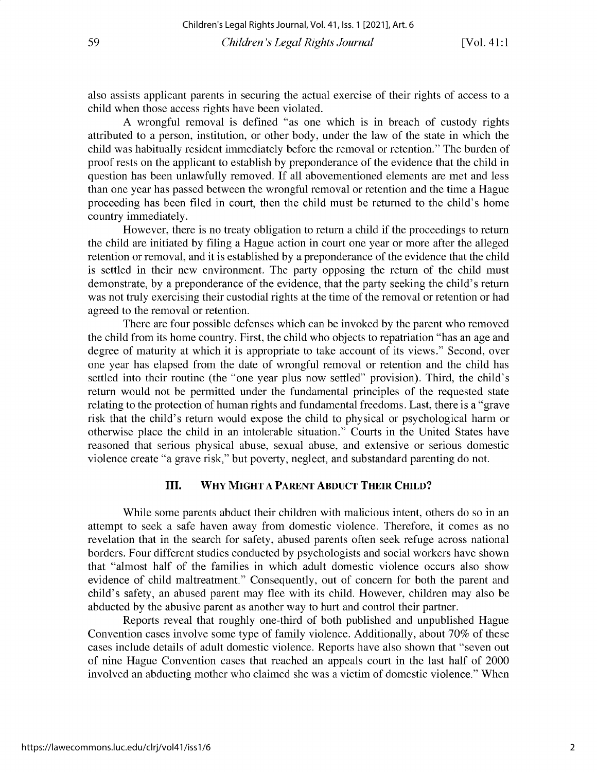also assists applicant parents in securing the actual exercise of their rights of access to a child when those access rights have been violated.

A wrongful removal is defined "as one which is in breach of custody rights attributed to a person, institution, or other body, under the law of the state in which the child was habitually resident immediately before the removal or retention." The burden of proof rests on the applicant to establish by preponderance of the evidence that the child in question has been unlawfully removed. If all abovementioned elements are met and less than one year has passed between the wrongful removal or retention and the time a Hague proceeding has been filed in court, then the child must be returned to the child's home country immediately.

However, there is no treaty obligation to return a child if the proceedings to return the child are initiated by filing a Hague action in court one year or more after the alleged retention or removal, and it is established by a preponderance of the evidence that the child is settled in their new environment. The party opposing the return of the child must demonstrate, by a preponderance of the evidence, that the party seeking the child's return was not truly exercising their custodial rights at the time of the removal or retention or had agreed to the removal or retention.

There are four possible defenses which can be invoked by the parent who removed the child from its home country. First, the child who objects to repatriation "has an age and degree of maturity at which it is appropriate to take account of its views." Second, over one year has elapsed from the date of wrongful removal or retention and the child has settled into their routine (the "one year plus now settled" provision). Third, the child's return would not be permitted under the fundamental principles of the requested state relating to the protection of human rights and fundamental freedoms. Last, there is a "grave risk that the child's return would expose the child to physical or psychological harm or otherwise place the child in an intolerable situation." Courts in the United States have reasoned that serious physical abuse, sexual abuse, and extensive or serious domestic violence create "a grave risk," but poverty, neglect, and substandard parenting do not.

## III. Why Might a Parent Abduct Their Child?

While some parents abduct their children with malicious intent, others do so in an attempt to seek a safe haven away from domestic violence. Therefore, it comes as no revelation that in the search for safety, abused parents often seek refuge across national borders. Four different studies conducted by psychologists and social workers have shown that "almost half of the families in which adult domestic violence occurs also show evidence of child maltreatment." Consequently, out of concern for both the parent and child's safety, an abused parent may flee with its child. However, children may also be abducted by the abusive parent as another way to hurt and control their partner.

Reports reveal that roughly one-third of both published and unpublished Hague Convention cases involve some type of family violence. Additionally, about 70% of these cases include details of adult domestic violence. Reports have also shown that "seven out of nine Hague Convention cases that reached an appeals court in the last half of 2000 involved an abducting mother who claimed she was a victim of domestic violence." When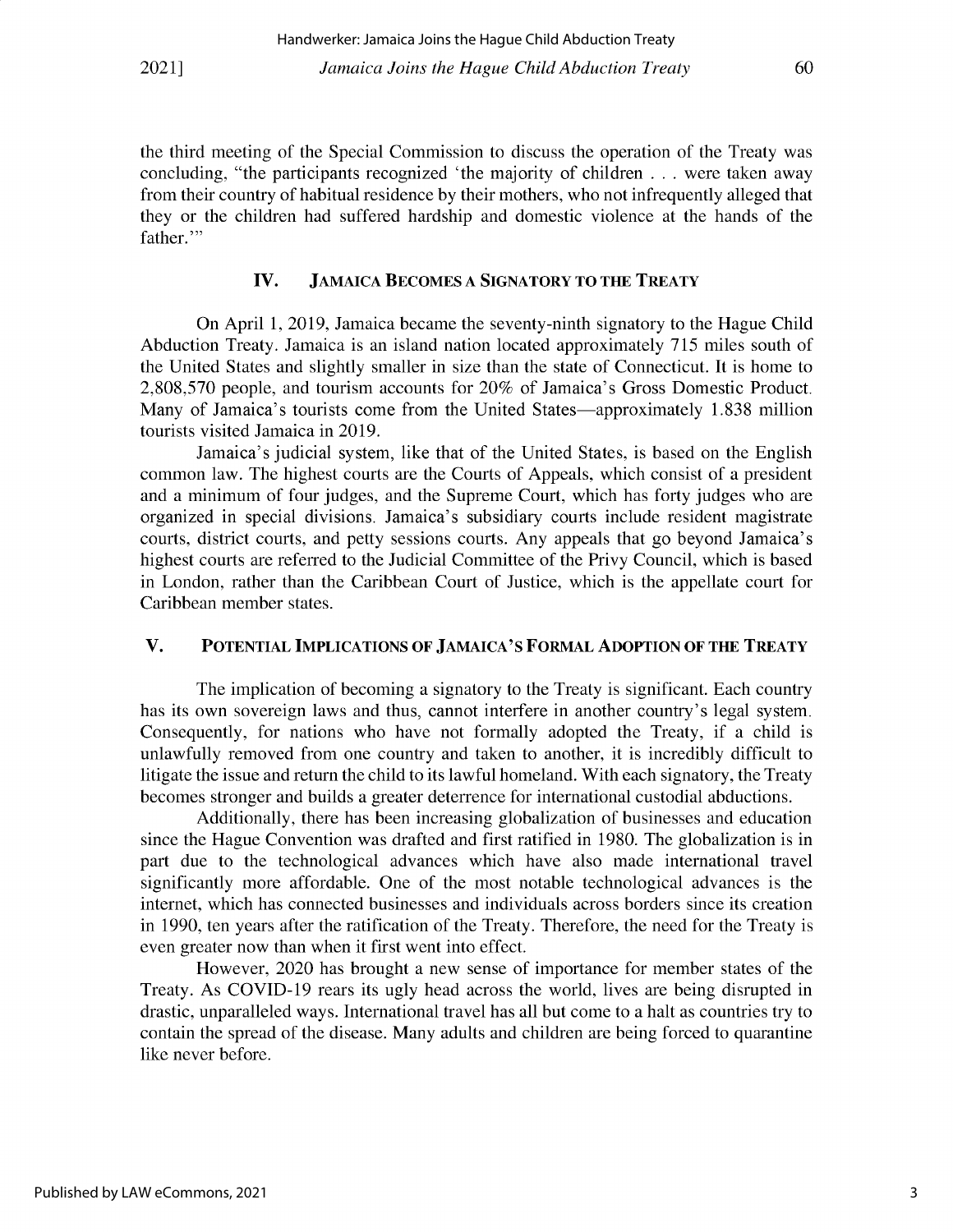the third meeting of the Special Commission to discuss the operation of the Treaty was concluding, "the participants recognized 'the majority of children . . . were taken away from their country of habitual residence by their mothers, who not infrequently alleged that they or the children had suffered hardship and domestic violence at the hands of the father.'"

## IV. Jamaica Becomes a Signatory to the Treaty

On April 1, 2019, Jamaica became the seventy-ninth signatory to the Hague Child Abduction Treaty. Jamaica is an island nation located approximately 715 miles south of the United States and slightly smaller in size than the state of Connecticut. It is home to 2,808,570 people, and tourism accounts for 20% of Jamaica's Gross Domestic Product. Many of Jamaica's tourists come from the United States—approximately 1.838 million tourists visited Jamaica in 2019.

Jamaica's judicial system, like that of the United States, is based on the English common law. The highest courts are the Courts of Appeals, which consist of a president and a minimum of four judges, and the Supreme Court, which has forty judges who are organized in special divisions. Jamaica's subsidiary courts include resident magistrate courts, district courts, and petty sessions courts. Any appeals that go beyond Jamaica's highest courts are referred to the Judicial Committee of the Privy Council, which is based in London, rather than the Caribbean Court of Justice, which is the appellate court for Caribbean member states.

## V. Potential Implications of Jamaica's Formal Adoption of the Treaty

The implication of becoming a signatory to the Treaty is significant. Each country has its own sovereign laws and thus, cannot interfere in another country's legal system. Consequently, for nations who have not formally adopted the Treaty, if a child is unlawfully removed from one country and taken to another, it is incredibly difficult to litigate the issue and return the child to its lawful homeland. With each signatory, the Treaty becomes stronger and builds a greater deterrence for international custodial abductions.

Additionally, there has been increasing globalization of businesses and education since the Hague Convention was drafted and first ratified in 1980. The globalization is in part due to the technological advances which have also made international travel significantly more affordable. One of the most notable technological advances is the internet, which has connected businesses and individuals across borders since its creation in 1990, ten years after the ratification of the Treaty. Therefore, the need for the Treaty is even greater now than when it first went into effect.

However, 2020 has brought a new sense of importance for member states of the Treaty. As COVID-19 rears its ugly head across the world, lives are being disrupted in drastic, unparalleled ways. International travel has all but come to a halt as countries try to contain the spread of the disease. Many adults and children are being forced to quarantine like never before.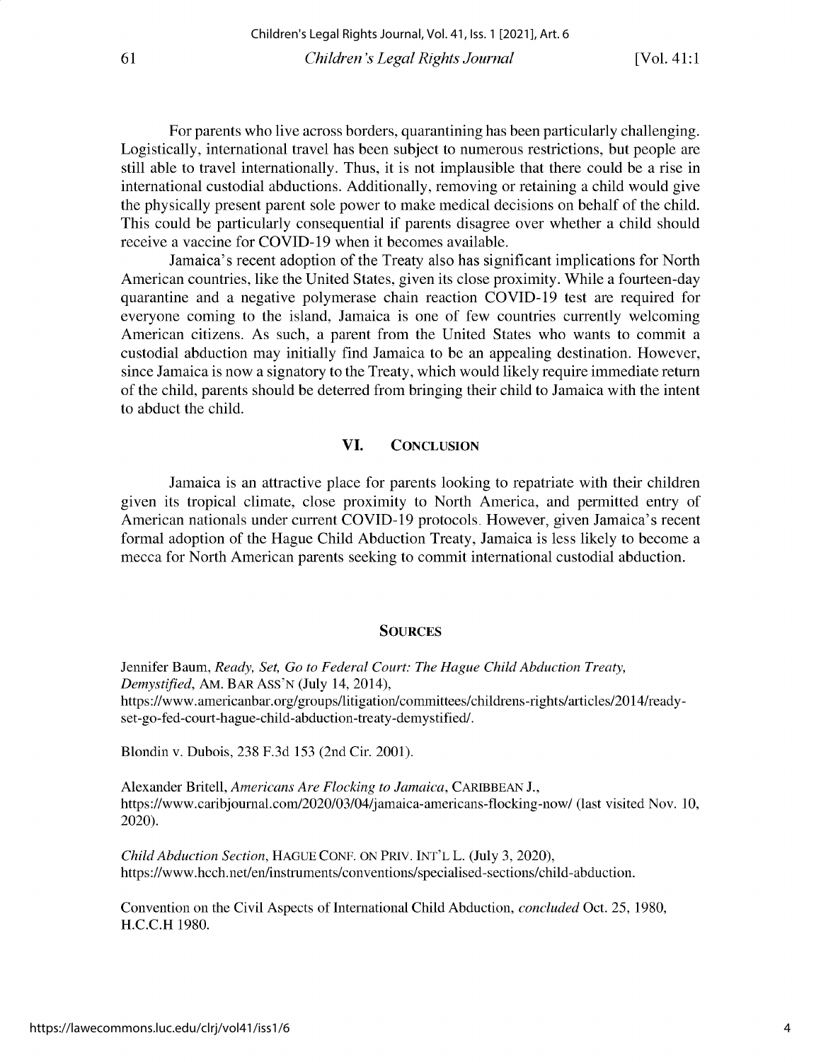For parents who live across borders, quarantining has been particularly challenging. Logistically, international travel has been subject to numerous restrictions, but people are still able to travel internationally. Thus, it is not implausible that there could be a rise in international custodial abductions. Additionally, removing or retaining a child would give the physically present parent sole power to make medical decisions on behalf of the child. This could be particularly consequential if parents disagree over whether a child should receive a vaccine for COVID-19 when it becomes available.

Jamaica's recent adoption of the Treaty also has significant implications for North American countries, like the United States, given its close proximity. While a fourteen-day quarantine and a negative polymerase chain reaction COVID-19 test are required for everyone coming to the island, Jamaica is one of few countries currently welcoming American citizens. As such, a parent from the United States who wants to commit a custodial abduction may initially find Jamaica to be an appealing destination. However, since Jamaica is now a signatory to the Treaty, which would likely require immediate return of the child, parents should be deterred from bringing their child to Jamaica with the intent to abduct the child.

## VI. CONCLUSION

Jamaica is an attractive place for parents looking to repatriate with their children given its tropical climate, close proximity to North America, and permitted entry of American nationals under current COVID-19 protocols. However, given Jamaica's recent formal adoption of the Hague Child Abduction Treaty, Jamaica is less likely to become a mecca for North American parents seeking to commit international custodial abduction.

## SOURCES

Jennifer Baum, *Ready, Set, Go to Federal Court: The Hague Child Abduction Treaty, Demystified*, AM. BAR ASS'N (July 14, 2014), https://www.americanbar.org/groups/litigation/committees/childrens-rights/articles/2014/ready-set-go-fed-court-hague-child-abduction-treaty-demystified/.

Blondin v. Dubois, 238 F.3d 153 (2nd Cir. 2001).

Alexander Britell, *Americans Are Flocking to Jamaica*, CARIBBEAN J., https://www.caribjournal.com/2020/03/04/jamaica-americans-flocking-now/ (last visited Nov. 10, 2020).

*Child Abduction Section*, HAGUE CONF. ON PRIV. INT'L L. (July 3, 2020), https://www.hcch.net/en/instruments/conventions/specialised-sections/child-abduction.

Convention on the Civil Aspects of International Child Abduction, *concluded* Oct. 25, 1980, H.C.C.H 1980.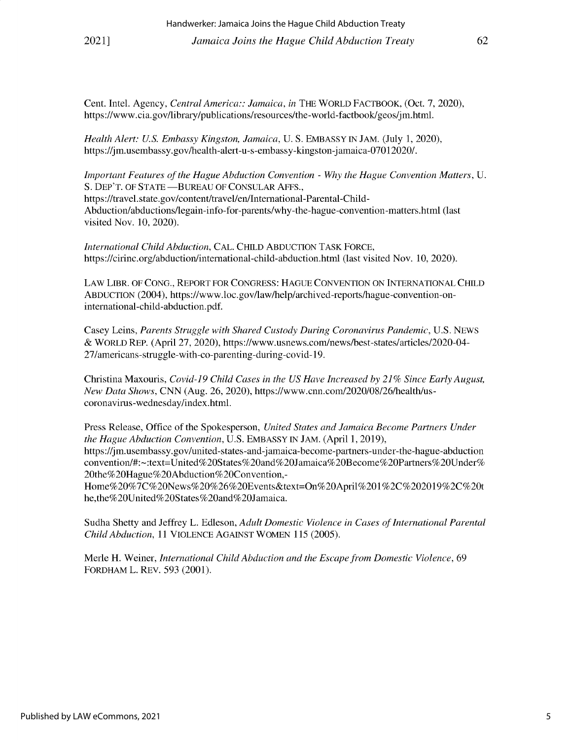Cent. Intel. Agency, *Central America:: Jamaica*, *in* THE WORLD FACTBOOK, (Oct. 7, 2020), https://www.cia.gov/library/publications/resources/the-world-factbook/geos/jm.html.

*Health Alert: U.S. Embassy Kingston, Jamaica*, U. S. EMBASSY IN JAM. (July 1, 2020), https://jm.usembassy.gov/health-alert-u-s-embassy-kingston-jamaica-07012020/.

*Important Features of the Hague Abduction Convention - Why the Hague Convention Matters*, U. S. DEP'T. OF STATE —BUREAU OF CONSULAR AFFS., https://travel.state.gov/content/travel/en/International-Parental-Child-Abduction/abductions/legain-info-for-parents/why-the-hague-convention-matters.html (last visited Nov. 10, 2020).

*International Child Abduction*, CAL. CHILD ABDUCTION TASK FORCE, https://cirinc.org/abduction/international-child-abduction.html (last visited Nov. 10, 2020).

LAW LIBR. OF CONG., REPORT FOR CONGRESS: HAGUE CONVENTION ON INTERNATIONAL CHILD ABDUCTION (2004), https://www.loc.gov/law/help/archived-reports/hague-convention-on-international-child-abduction.pdf.

Casey Leins, *Parents Struggle with Shared Custody During Coronavirus Pandemic*, U.S. NEWS & WORLD REP. (April 27, 2020), https://www.usnews.com/news/best-states/articles/2020-04-27/americans-struggle-with-co-parenting-during-covid-19.

Christina Maxouris, *Covid-19 Child Cases in the US Have Increased by 21% Since Early August, New Data Shows*, CNN (Aug. 26, 2020), https://www.cnn.com/2020/08/26/health/us-coronavirus-wednesday/index.html.

Press Release, Office of the Spokesperson, *United States and Jamaica Become Partners Under the Hague Abduction Convention*, U.S. EMBASSY IN JAM. (April 1, 2019), https://jm.usembassy.gov/united-states-and-jamaica-become-partners-under-the-hague-abduction convention/#:~:text=United%20States%20and%20Jamaica%20Become%20Partners%20Under%20the%20Hague%20Abduction%20Convention,-Home%20%7C%20News%20%26%20Events&text=On%20April%201%2C%202019%2C%20the,the%20United%20States%20and%20Jamaica.

Sudha Shetty and Jeffrey L. Edleson, *Adult Domestic Violence in Cases of International Parental Child Abduction*, 11 VIOLENCE AGAINST WOMEN 115 (2005).

Merle H. Weiner, *International Child Abduction and the Escape from Domestic Violence*, 69 FORDHAM L. REV. 593 (2001).